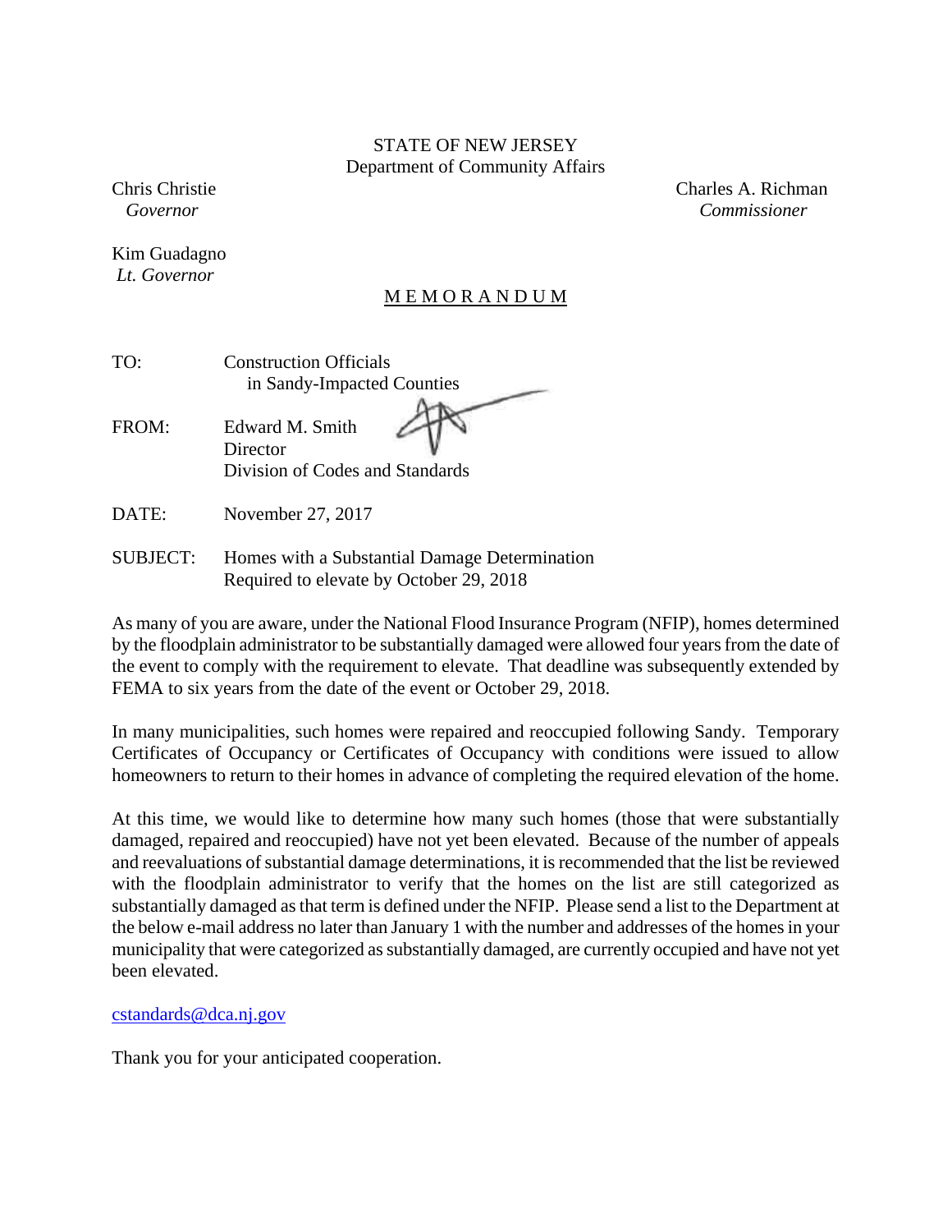STATE OF NEW JERSEY
Department of Community Affairs

Chris Christie
*Governor*

Kim Guadagno
*Lt. Governor*

Charles A. Richman
*Commissioner*

# MEMORANDUM

TO: Construction Officials
in Sandy-Impacted Counties

FROM: Edward M. Smith
Director
Division of Codes and Standards

DATE: November 27, 2017

SUBJECT: Homes with a Substantial Damage Determination
Required to elevate by October 29, 2018

As many of you are aware, under the National Flood Insurance Program (NFIP), homes determined by the floodplain administrator to be substantially damaged were allowed four years from the date of the event to comply with the requirement to elevate. That deadline was subsequently extended by FEMA to six years from the date of the event or October 29, 2018.

In many municipalities, such homes were repaired and reoccupied following Sandy. Temporary Certificates of Occupancy or Certificates of Occupancy with conditions were issued to allow homeowners to return to their homes in advance of completing the required elevation of the home.

At this time, we would like to determine how many such homes (those that were substantially damaged, repaired and reoccupied) have not yet been elevated. Because of the number of appeals and reevaluations of substantial damage determinations, it is recommended that the list be reviewed with the floodplain administrator to verify that the homes on the list are still categorized as substantially damaged as that term is defined under the NFIP. Please send a list to the Department at the below e-mail address no later than January 1 with the number and addresses of the homes in your municipality that were categorized as substantially damaged, are currently occupied and have not yet been elevated.

cstandards@dca.nj.gov

Thank you for your anticipated cooperation.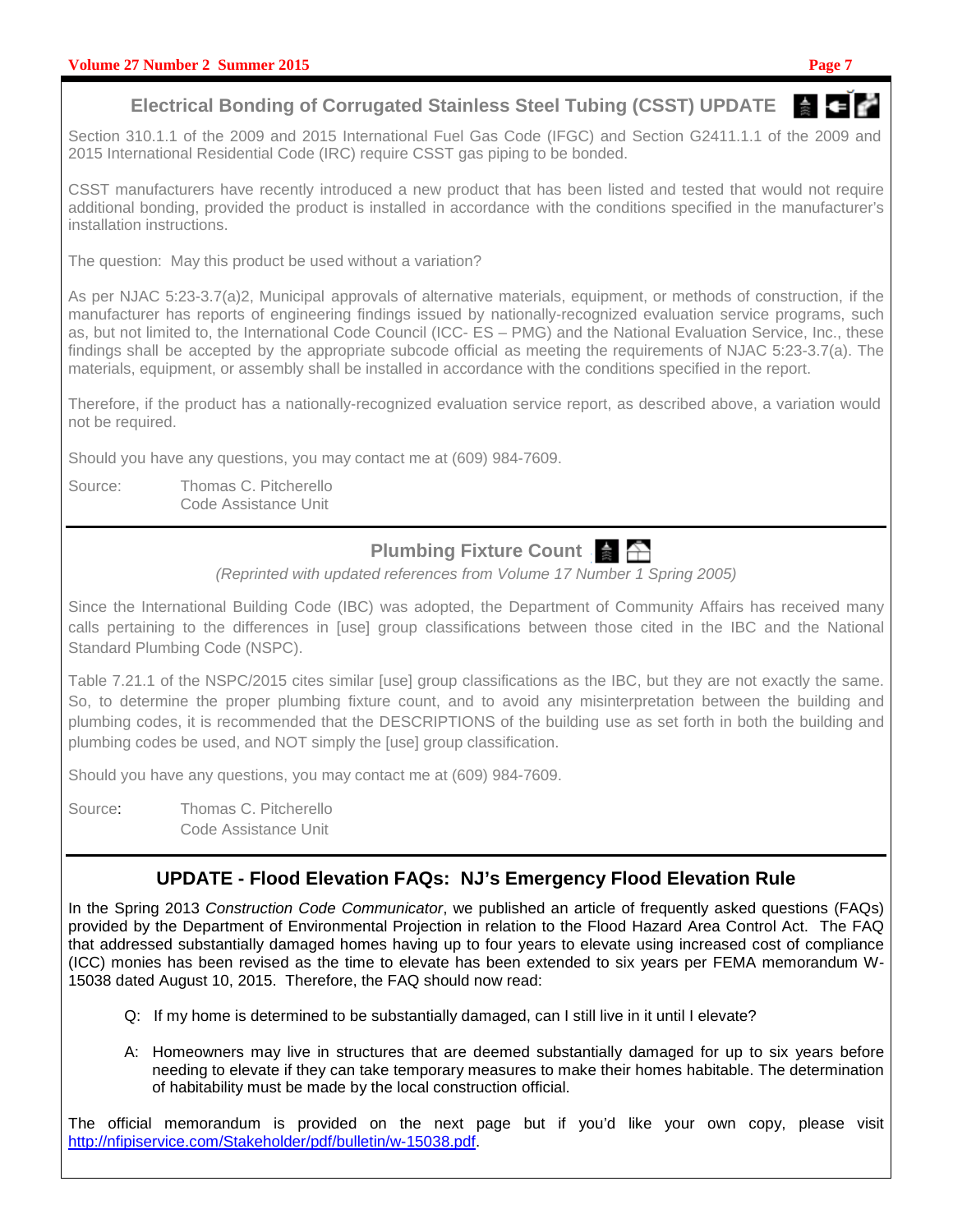## Electrical Bonding of Corrugated Stainless Steel Tubing (CSST) UPDATE

Section 310.1.1 of the 2009 and 2015 International Fuel Gas Code (IFGC) and Section G2411.1.1 of the 2009 and 2015 International Residential Code (IRC) require CSST gas piping to be bonded.

CSST manufacturers have recently introduced a new product that has been listed and tested that would not require additional bonding, provided the product is installed in accordance with the conditions specified in the manufacturer's installation instructions.

The question: May this product be used without a variation?

As per NJAC 5:23-3.7(a)2, Municipal approvals of alternative materials, equipment, or methods of construction, if the manufacturer has reports of engineering findings issued by nationally-recognized evaluation service programs, such as, but not limited to, the International Code Council (ICC- ES – PMG) and the National Evaluation Service, Inc., these findings shall be accepted by the appropriate subcode official as meeting the requirements of NJAC 5:23-3.7(a). The materials, equipment, or assembly shall be installed in accordance with the conditions specified in the report.

Therefore, if the product has a nationally-recognized evaluation service report, as described above, a variation would not be required.

Should you have any questions, you may contact me at (609) 984-7609.

Source: Thomas C. Pitcherello
Code Assistance Unit

## Plumbing Fixture Count

*(Reprinted with updated references from Volume 17 Number 1 Spring 2005)*

Since the International Building Code (IBC) was adopted, the Department of Community Affairs has received many calls pertaining to the differences in [use] group classifications between those cited in the IBC and the National Standard Plumbing Code (NSPC).

Table 7.21.1 of the NSPC/2015 cites similar [use] group classifications as the IBC, but they are not exactly the same. So, to determine the proper plumbing fixture count, and to avoid any misinterpretation between the building and plumbing codes, it is recommended that the DESCRIPTIONS of the building use as set forth in both the building and plumbing codes be used, and NOT simply the [use] group classification.

Should you have any questions, you may contact me at (609) 984-7609.

Source: Thomas C. Pitcherello
Code Assistance Unit

## UPDATE - Flood Elevation FAQs: NJ's Emergency Flood Elevation Rule

In the Spring 2013 *Construction Code Communicator*, we published an article of frequently asked questions (FAQs) provided by the Department of Environmental Projection in relation to the Flood Hazard Area Control Act. The FAQ that addressed substantially damaged homes having up to four years to elevate using increased cost of compliance (ICC) monies has been revised as the time to elevate has been extended to six years per FEMA memorandum W-15038 dated August 10, 2015. Therefore, the FAQ should now read:

> Q: If my home is determined to be substantially damaged, can I still live in it until I elevate?
>
> A: Homeowners may live in structures that are deemed substantially damaged for up to six years before needing to elevate if they can take temporary measures to make their homes habitable. The determination of habitability must be made by the local construction official.

The official memorandum is provided on the next page but if you'd like your own copy, please visit http://nfipiservice.com/Stakeholder/pdf/bulletin/w-15038.pdf.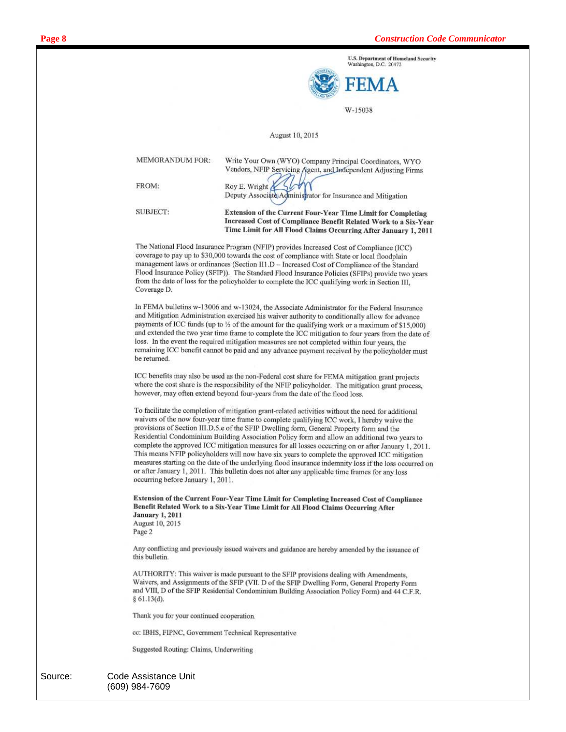U.S. Department of Homeland Security
Washington, D.C. 20472

**FEMA**

W-15038

August 10, 2015

MEMORANDUM FOR: Write Your Own (WYO) Company Principal Coordinators, WYO Vendors, NFIP Servicing Agent, and Independent Adjusting Firms

FROM: Roy E. Wright
Deputy Associate Administrator for Insurance and Mitigation

SUBJECT: **Extension of the Current Four-Year Time Limit for Completing Increased Cost of Compliance Benefit Related Work to a Six-Year Time Limit for All Flood Claims Occurring After January 1, 2011**

The National Flood Insurance Program (NFIP) provides Increased Cost of Compliance (ICC) coverage to pay up to $30,000 towards the cost of compliance with State or local floodplain management laws or ordinances (Section III.D – Increased Cost of Compliance of the Standard Flood Insurance Policy (SFIP)). The Standard Flood Insurance Policies (SFIPs) provide two years from the date of loss for the policyholder to complete the ICC qualifying work in Section III, Coverage D.

In FEMA bulletins w-13006 and w-13024, the Associate Administrator for the Federal Insurance and Mitigation Administration exercised his waiver authority to conditionally allow for advance payments of ICC funds (up to ½ of the amount for the qualifying work or a maximum of $15,000) and extended the two year time frame to complete the ICC mitigation to four years from the date of loss. In the event the required mitigation measures are not completed within four years, the remaining ICC benefit cannot be paid and any advance payment received by the policyholder must be returned.

ICC benefits may also be used as the non-Federal cost share for FEMA mitigation grant projects where the cost share is the responsibility of the NFIP policyholder. The mitigation grant process, however, may often extend beyond four-years from the date of the flood loss.

To facilitate the completion of mitigation grant-related activities without the need for additional waivers of the now four-year time frame to complete qualifying ICC work, I hereby waive the provisions of Section III.D.5.e of the SFIP Dwelling form, General Property form and the Residential Condominium Building Association Policy form and allow an additional two years to complete the approved ICC mitigation measures for all losses occurring on or after January 1, 2011. This means NFIP policyholders will now have six years to complete the approved ICC mitigation measures starting on the date of the underlying flood insurance indemnity loss if the loss occurred on or after January 1, 2011. This bulletin does not alter any applicable time frames for any loss occurring before January 1, 2011.

**Extension of the Current Four-Year Time Limit for Completing Increased Cost of Compliance Benefit Related Work to a Six-Year Time Limit for All Flood Claims Occurring After January 1, 2011**
August 10, 2015
Page 2

Any conflicting and previously issued waivers and guidance are hereby amended by the issuance of this bulletin.

AUTHORITY: This waiver is made pursuant to the SFIP provisions dealing with Amendments, Waivers, and Assignments of the SFIP (VII. D of the SFIP Dwelling Form, General Property Form and VIII, D of the SFIP Residential Condominium Building Association Policy Form) and 44 C.F.R. § 61.13(d).

Thank you for your continued cooperation.

cc: IBHS, FIPNC, Government Technical Representative

Suggested Routing: Claims, Underwriting

Source: Code Assistance Unit
(609) 984-7609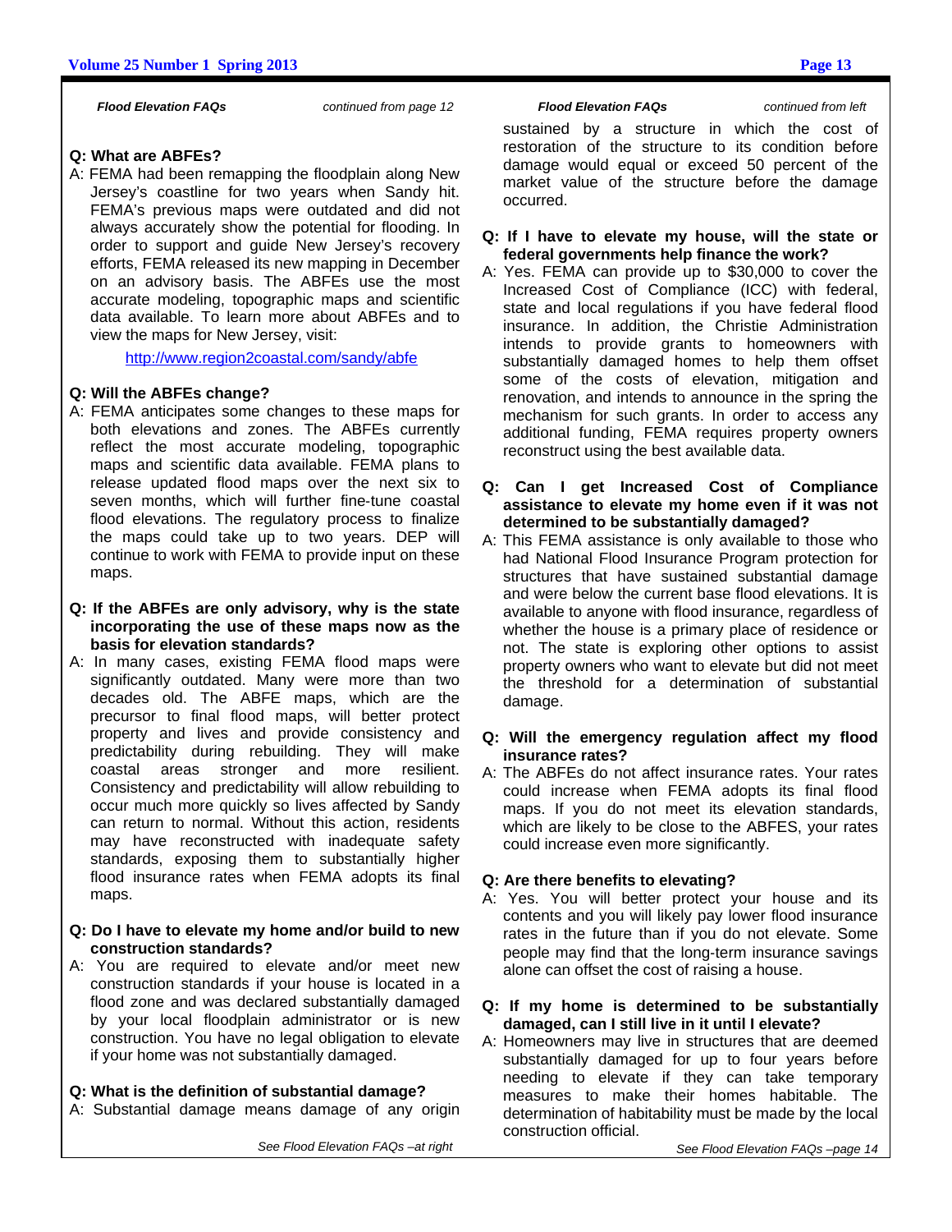*Flood Elevation FAQs* *continued from page 12*

**Q: What are ABFEs?**

A: FEMA had been remapping the floodplain along New Jersey's coastline for two years when Sandy hit. FEMA's previous maps were outdated and did not always accurately show the potential for flooding. In order to support and guide New Jersey's recovery efforts, FEMA released its new mapping in December on an advisory basis. The ABFEs use the most accurate modeling, topographic maps and scientific data available. To learn more about ABFEs and to view the maps for New Jersey, visit:

http://www.region2coastal.com/sandy/abfe

**Q: Will the ABFEs change?**

A: FEMA anticipates some changes to these maps for both elevations and zones. The ABFEs currently reflect the most accurate modeling, topographic maps and scientific data available. FEMA plans to release updated flood maps over the next six to seven months, which will further fine-tune coastal flood elevations. The regulatory process to finalize the maps could take up to two years. DEP will continue to work with FEMA to provide input on these maps.

**Q: If the ABFEs are only advisory, why is the state incorporating the use of these maps now as the basis for elevation standards?**

A: In many cases, existing FEMA flood maps were significantly outdated. Many were more than two decades old. The ABFE maps, which are the precursor to final flood maps, will better protect property and lives and provide consistency and predictability during rebuilding. They will make coastal areas stronger and more resilient. Consistency and predictability will allow rebuilding to occur much more quickly so lives affected by Sandy can return to normal. Without this action, residents may have reconstructed with inadequate safety standards, exposing them to substantially higher flood insurance rates when FEMA adopts its final maps.

**Q: Do I have to elevate my home and/or build to new construction standards?**

A: You are required to elevate and/or meet new construction standards if your house is located in a flood zone and was declared substantially damaged by your local floodplain administrator or is new construction. You have no legal obligation to elevate if your home was not substantially damaged.

**Q: What is the definition of substantial damage?**

A: Substantial damage means damage of any origin sustained by a structure in which the cost of restoration of the structure to its condition before damage would equal or exceed 50 percent of the market value of the structure before the damage occurred.

**Q: If I have to elevate my house, will the state or federal governments help finance the work?**

A: Yes. FEMA can provide up to $30,000 to cover the Increased Cost of Compliance (ICC) with federal, state and local regulations if you have federal flood insurance. In addition, the Christie Administration intends to provide grants to homeowners with substantially damaged homes to help them offset some of the costs of elevation, mitigation and renovation, and intends to announce in the spring the mechanism for such grants. In order to access any additional funding, FEMA requires property owners reconstruct using the best available data.

**Q: Can I get Increased Cost of Compliance assistance to elevate my home even if it was not determined to be substantially damaged?**

A: This FEMA assistance is only available to those who had National Flood Insurance Program protection for structures that have sustained substantial damage and were below the current base flood elevations. It is available to anyone with flood insurance, regardless of whether the house is a primary place of residence or not. The state is exploring other options to assist property owners who want to elevate but did not meet the threshold for a determination of substantial damage.

**Q: Will the emergency regulation affect my flood insurance rates?**

A: The ABFEs do not affect insurance rates. Your rates could increase when FEMA adopts its final flood maps. If you do not meet its elevation standards, which are likely to be close to the ABFES, your rates could increase even more significantly.

**Q: Are there benefits to elevating?**

A: Yes. You will better protect your house and its contents and you will likely pay lower flood insurance rates in the future than if you do not elevate. Some people may find that the long-term insurance savings alone can offset the cost of raising a house.

**Q: If my home is determined to be substantially damaged, can I still live in it until I elevate?**

A: Homeowners may live in structures that are deemed substantially damaged for up to four years before needing to elevate if they can take temporary measures to make their homes habitable. The determination of habitability must be made by the local construction official.

*See Flood Elevation FAQs –page 14*